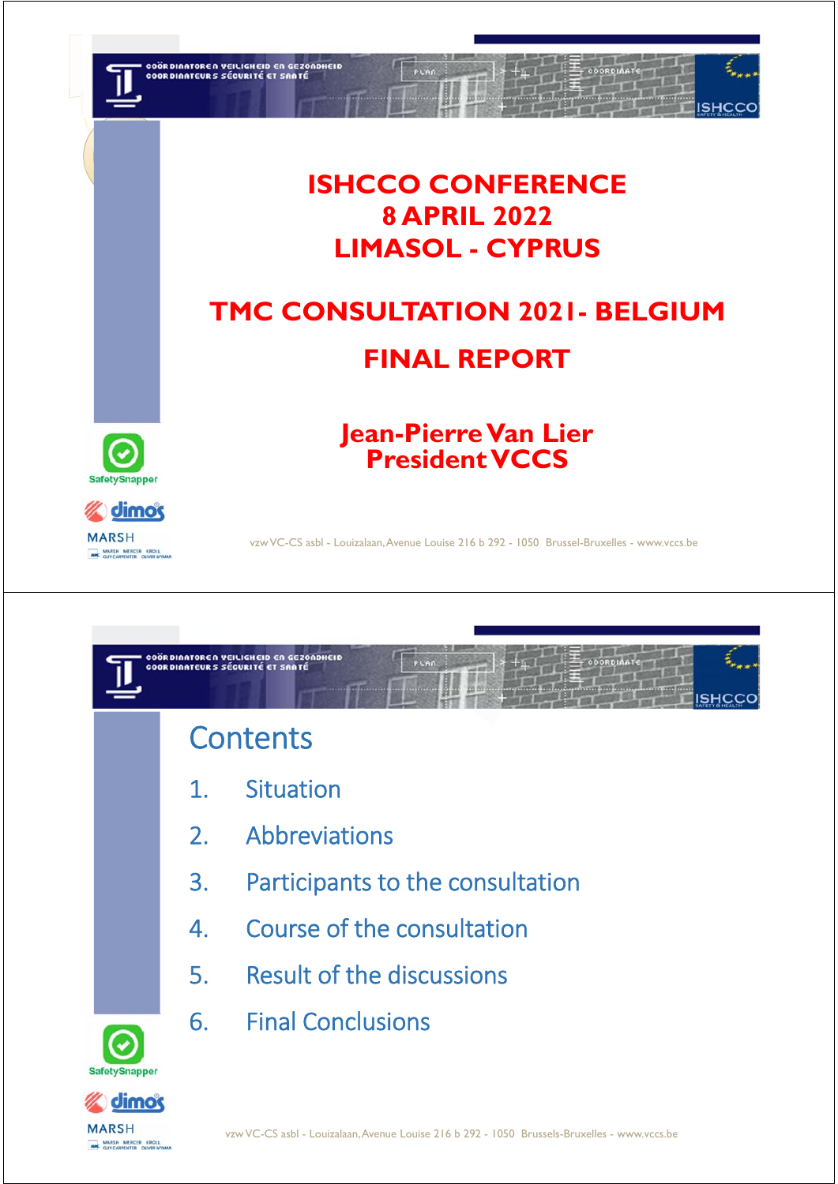# ISHCCO CONFERENCE
# 8 APRIL 2022
# LIMASOL - CYPRUS

## TMC CONSULTATION 2021- BELGIUM

## FINAL REPORT

**Jean-Pierre Van Lier**
**President VCCS**

---

## Contents

1. Situation
2. Abbreviations
3. Participants to the consultation
4. Course of the consultation
5. Result of the discussions
6. Final Conclusions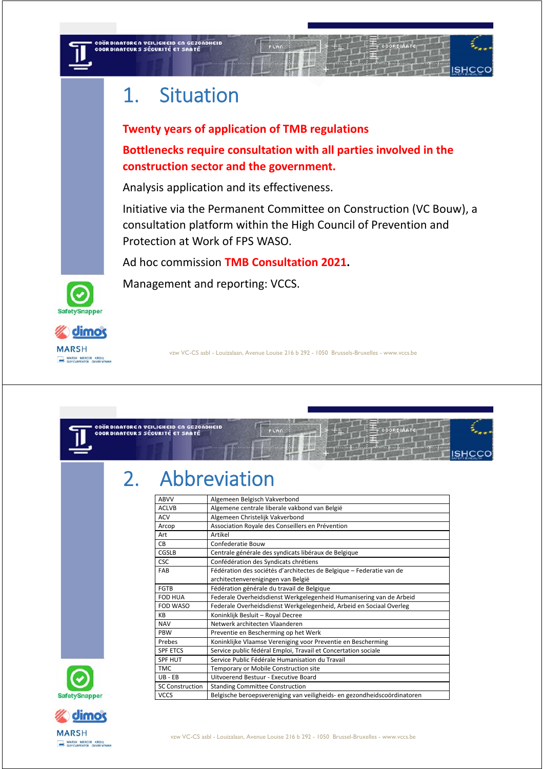# 1. Situation

**Twenty years of application of TMB regulations**

**Bottlenecks require consultation with all parties involved in the construction sector and the government.**

Analysis application and its effectiveness.

Initiative via the Permanent Committee on Construction (VC Bouw), a consultation platform within the High Council of Prevention and Protection at Work of FPS WASO.

Ad hoc commission **TMB Consultation 2021**.

Management and reporting: VCCS.

# 2. Abbreviation

| ABVV | Algemeen Belgisch Vakverbond |
|---|---|
| ACLVB | Algemene centrale liberale vakbond van België |
| ACV | Algemeen Christelijk Vakverbond |
| Arcop | Association Royale des Conseillers en Prévention |
| Art | Artikel |
| CB | Confederatie Bouw |
| CGSLB | Centrale générale des syndicats libéraux de Belgique |
| CSC | Confédération des Syndicats chrétiens |
| FAB | Fédération des sociétés d'architectes de Belgique – Federatie van de architectenverenigingen van België |
| FGTB | Fédération générale du travail de Belgique |
| FOD HUA | Federale Overheidsdienst Werkgelegenheid Humanisering van de Arbeid |
| FOD WASO | Federale Overheidsdienst Werkgelegenheid, Arbeid en Sociaal Overleg |
| KB | Koninklijk Besluit – Royal Decree |
| NAV | Netwerk architecten Vlaanderen |
| PBW | Preventie en Bescherming op het Werk |
| Prebes | Koninklijke Vlaamse Vereniging voor Preventie en Bescherming |
| SPF ETCS | Service public fédéral Emploi, Travail et Concertation sociale |
| SPF HUT | Service Public Fédérale Humanisation du Travail |
| TMC | Temporary or Mobile Construction site |
| UB - EB | Uitvoerend Bestuur - Executive Board |
| SC Construction | Standing Committee Construction |
| VCCS | Belgische beroepsvereniging van veiligheids- en gezondheidscoördinatoren |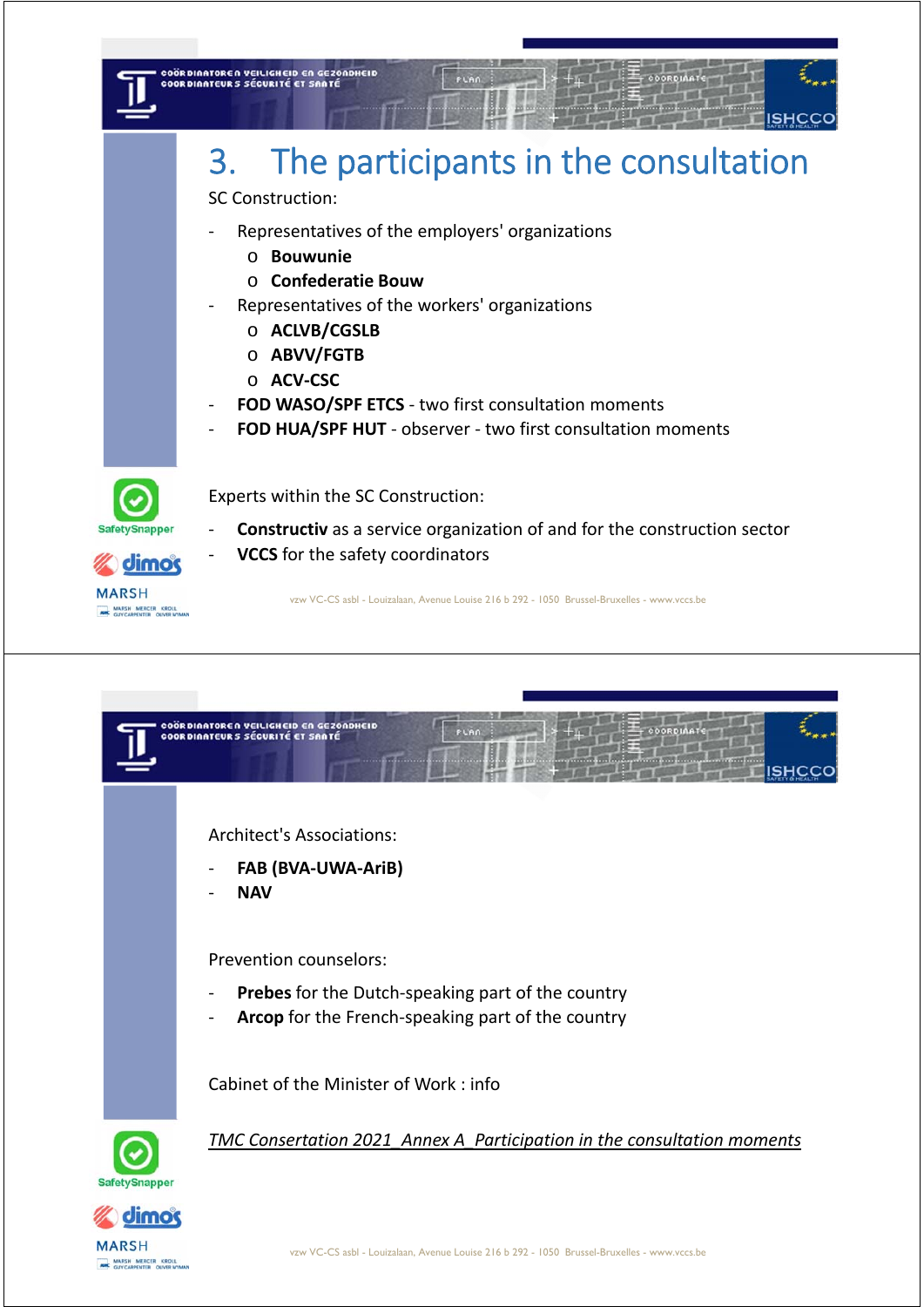# 3. The participants in the consultation

SC Construction:

- Representatives of the employers' organizations
  - **Bouwunie**
  - **Confederatie Bouw**
- Representatives of the workers' organizations
  - **ACLVB/CGSLB**
  - **ABVV/FGTB**
  - **ACV-CSC**
- **FOD WASO/SPF ETCS** - two first consultation moments
- **FOD HUA/SPF HUT** - observer - two first consultation moments

Experts within the SC Construction:

- **Constructiv** as a service organization of and for the construction sector
- **VCCS** for the safety coordinators

Architect's Associations:

- **FAB (BVA-UWA-AriB)**
- **NAV**

Prevention counselors:

- **Prebes** for the Dutch-speaking part of the country
- **Arcop** for the French-speaking part of the country

Cabinet of the Minister of Work : info

*TMC Consertation 2021_Annex A_Participation in the consultation moments*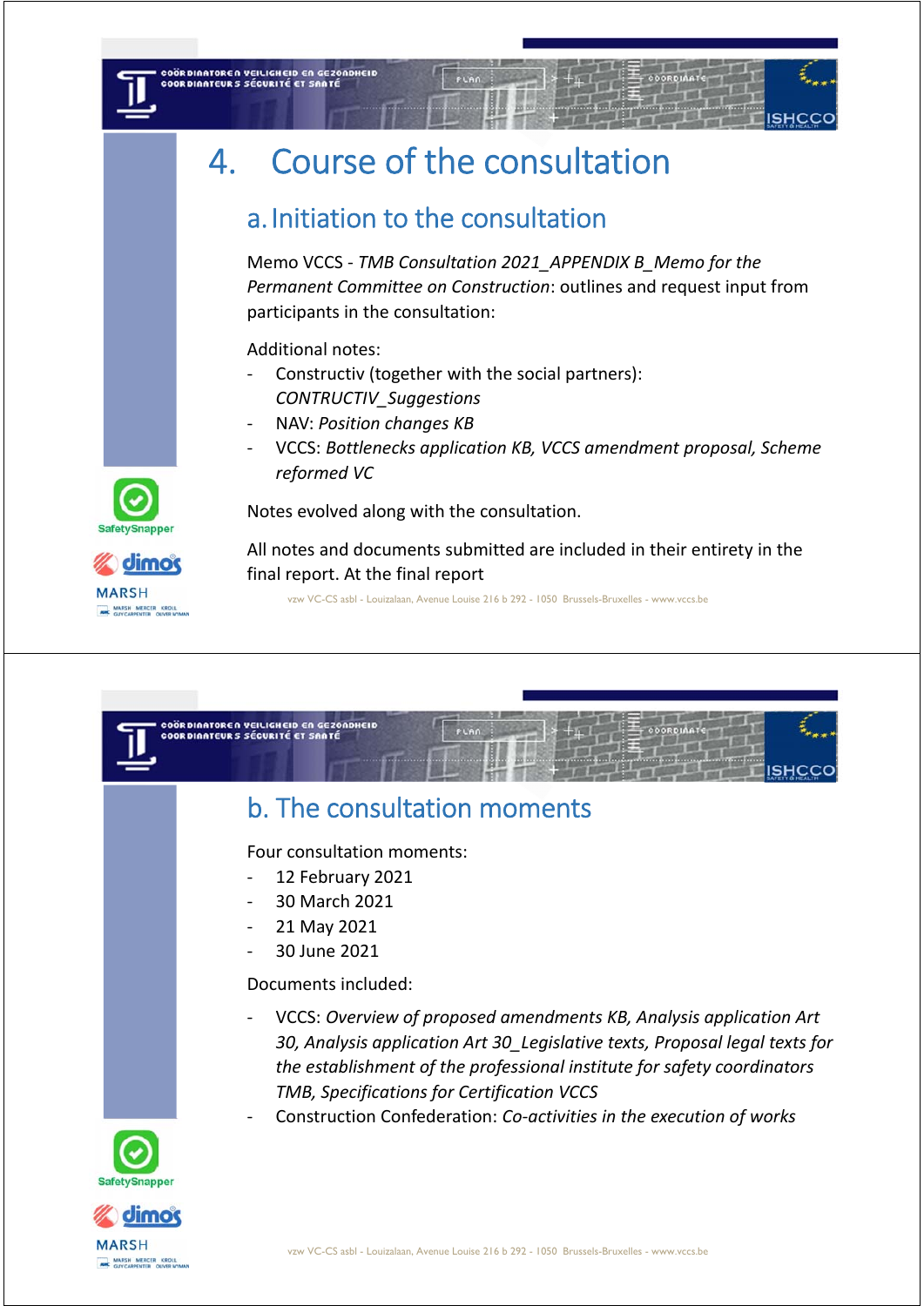# 4. Course of the consultation

## a. Initiation to the consultation

Memo VCCS - *TMB Consultation 2021_APPENDIX B_Memo for the Permanent Committee on Construction*: outlines and request input from participants in the consultation:

Additional notes:

- Constructiv (together with the social partners): *CONTRUCTIV_Suggestions*
- NAV: *Position changes KB*
- VCCS: *Bottlenecks application KB, VCCS amendment proposal, Scheme reformed VC*

Notes evolved along with the consultation.

All notes and documents submitted are included in their entirety in the final report. At the final report

## b. The consultation moments

Four consultation moments:

- 12 February 2021
- 30 March 2021
- 21 May 2021
- 30 June 2021

Documents included:

- VCCS: *Overview of proposed amendments KB, Analysis application Art 30, Analysis application Art 30_Legislative texts, Proposal legal texts for the establishment of the professional institute for safety coordinators TMB, Specifications for Certification VCCS*
- Construction Confederation: *Co-activities in the execution of works*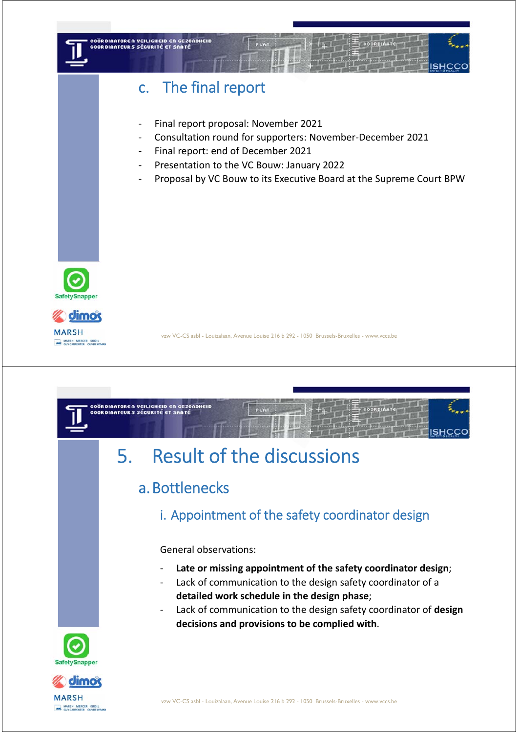## c. The final report

- Final report proposal: November 2021
- Consultation round for supporters: November-December 2021
- Final report: end of December 2021
- Presentation to the VC Bouw: January 2022
- Proposal by VC Bouw to its Executive Board at the Supreme Court BPW

# 5. Result of the discussions

## a. Bottlenecks

### i. Appointment of the safety coordinator design

General observations:

- **Late or missing appointment of the safety coordinator design**;
- Lack of communication to the design safety coordinator of a **detailed work schedule in the design phase**;
- Lack of communication to the design safety coordinator of **design decisions and provisions to be complied with**.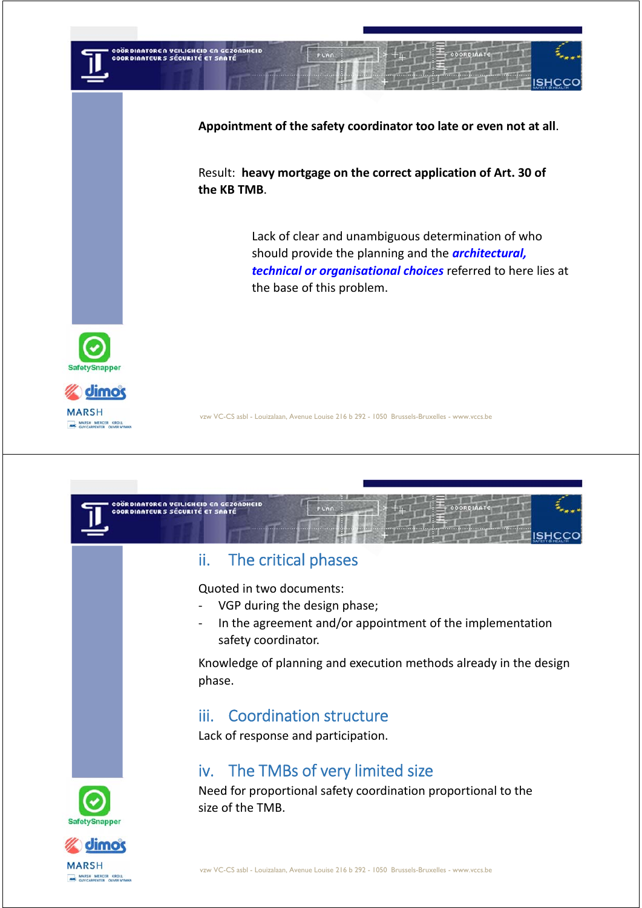**Appointment of the safety coordinator too late or even not at all**.

Result: **heavy mortgage on the correct application of Art. 30 of the KB TMB**.

Lack of clear and unambiguous determination of who should provide the planning and the ***architectural, technical or organisational choices*** referred to here lies at the base of this problem.

## ii. The critical phases

Quoted in two documents:

- VGP during the design phase;
- In the agreement and/or appointment of the implementation safety coordinator.

Knowledge of planning and execution methods already in the design phase.

## iii. Coordination structure

Lack of response and participation.

## iv. The TMBs of very limited size

Need for proportional safety coordination proportional to the size of the TMB.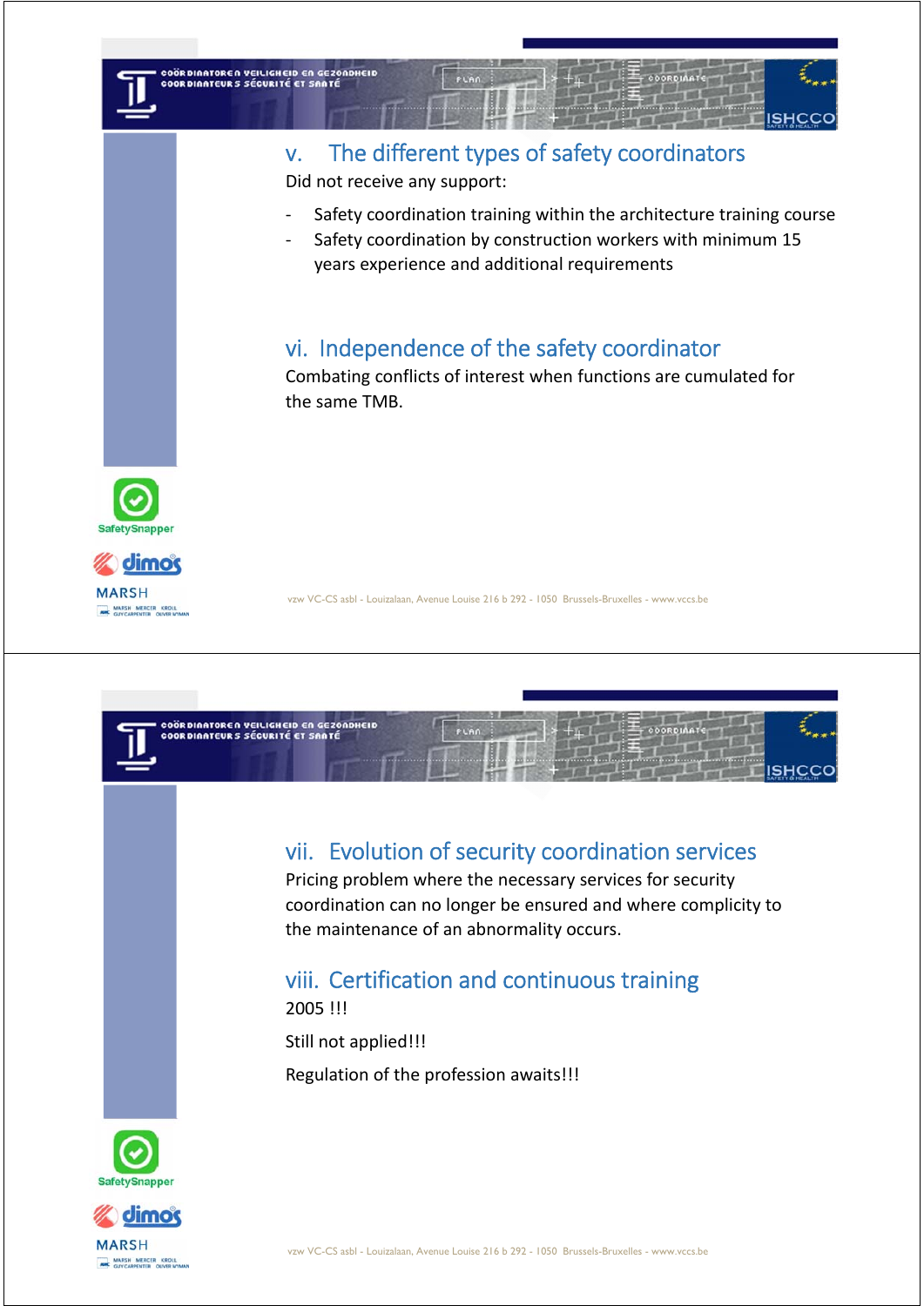## v. The different types of safety coordinators

Did not receive any support:

- Safety coordination training within the architecture training course
- Safety coordination by construction workers with minimum 15 years experience and additional requirements

## vi. Independence of the safety coordinator

Combating conflicts of interest when functions are cumulated for the same TMB.

## vii. Evolution of security coordination services

Pricing problem where the necessary services for security coordination can no longer be ensured and where complicity to the maintenance of an abnormality occurs.

## viii. Certification and continuous training

2005 !!!

Still not applied!!!

Regulation of the profession awaits!!!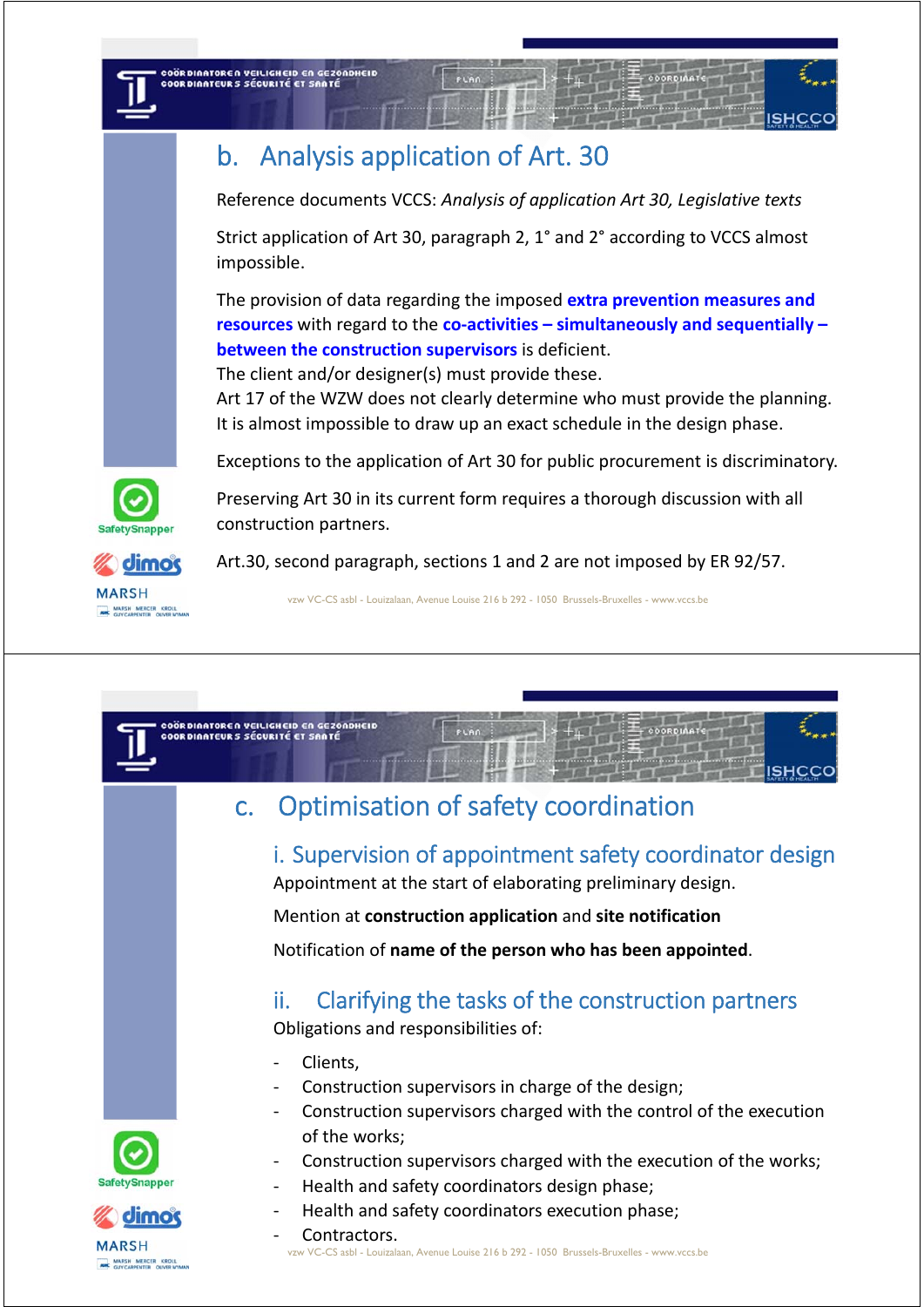## b. Analysis application of Art. 30

Reference documents VCCS: *Analysis of application Art 30, Legislative texts*

Strict application of Art 30, paragraph 2, 1° and 2° according to VCCS almost impossible.

The provision of data regarding the imposed **extra prevention measures and resources** with regard to the **co-activities – simultaneously and sequentially – between the construction supervisors** is deficient.
The client and/or designer(s) must provide these.
Art 17 of the WZW does not clearly determine who must provide the planning.
It is almost impossible to draw up an exact schedule in the design phase.

Exceptions to the application of Art 30 for public procurement is discriminatory.

Preserving Art 30 in its current form requires a thorough discussion with all construction partners.

Art.30, second paragraph, sections 1 and 2 are not imposed by ER 92/57.

## c. Optimisation of safety coordination

### i. Supervision of appointment safety coordinator design

Appointment at the start of elaborating preliminary design.

Mention at **construction application** and **site notification**

Notification of **name of the person who has been appointed**.

### ii. Clarifying the tasks of the construction partners

Obligations and responsibilities of:

- Clients,
- Construction supervisors in charge of the design;
- Construction supervisors charged with the control of the execution of the works;
- Construction supervisors charged with the execution of the works;
- Health and safety coordinators design phase;
- Health and safety coordinators execution phase;
- Contractors.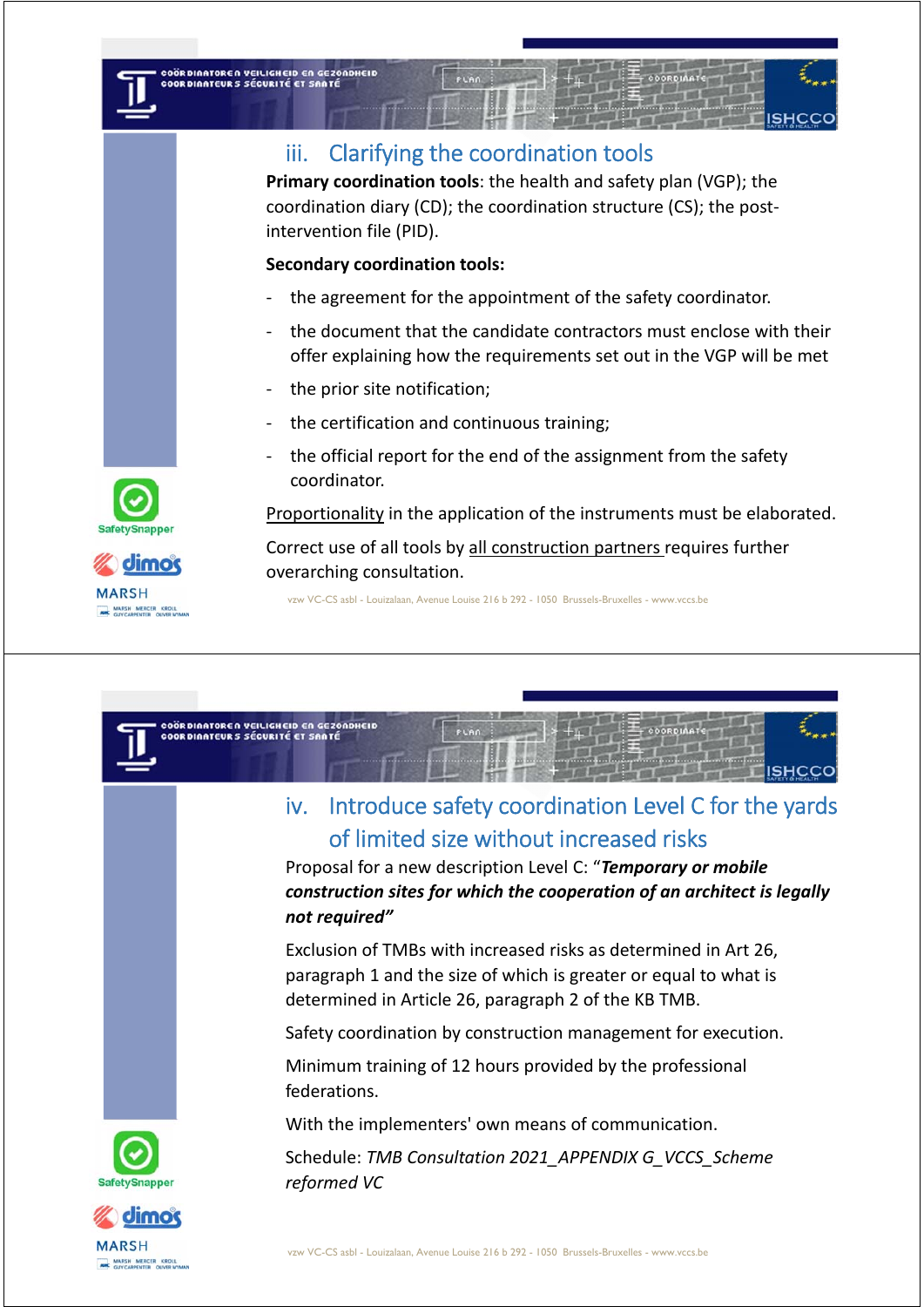## iii. Clarifying the coordination tools

**Primary coordination tools**: the health and safety plan (VGP); the coordination diary (CD); the coordination structure (CS); the post-intervention file (PID).

**Secondary coordination tools:**

- the agreement for the appointment of the safety coordinator.
- the document that the candidate contractors must enclose with their offer explaining how the requirements set out in the VGP will be met
- the prior site notification;
- the certification and continuous training;
- the official report for the end of the assignment from the safety coordinator.

Proportionality in the application of the instruments must be elaborated.

Correct use of all tools by all construction partners requires further overarching consultation.

## iv. Introduce safety coordination Level C for the yards of limited size without increased risks

Proposal for a new description Level C: "***Temporary or mobile construction sites for which the cooperation of an architect is legally not required***"

Exclusion of TMBs with increased risks as determined in Art 26, paragraph 1 and the size of which is greater or equal to what is determined in Article 26, paragraph 2 of the KB TMB.

Safety coordination by construction management for execution.

Minimum training of 12 hours provided by the professional federations.

With the implementers' own means of communication.

Schedule: *TMB Consultation 2021_APPENDIX G_VCCS_Scheme reformed VC*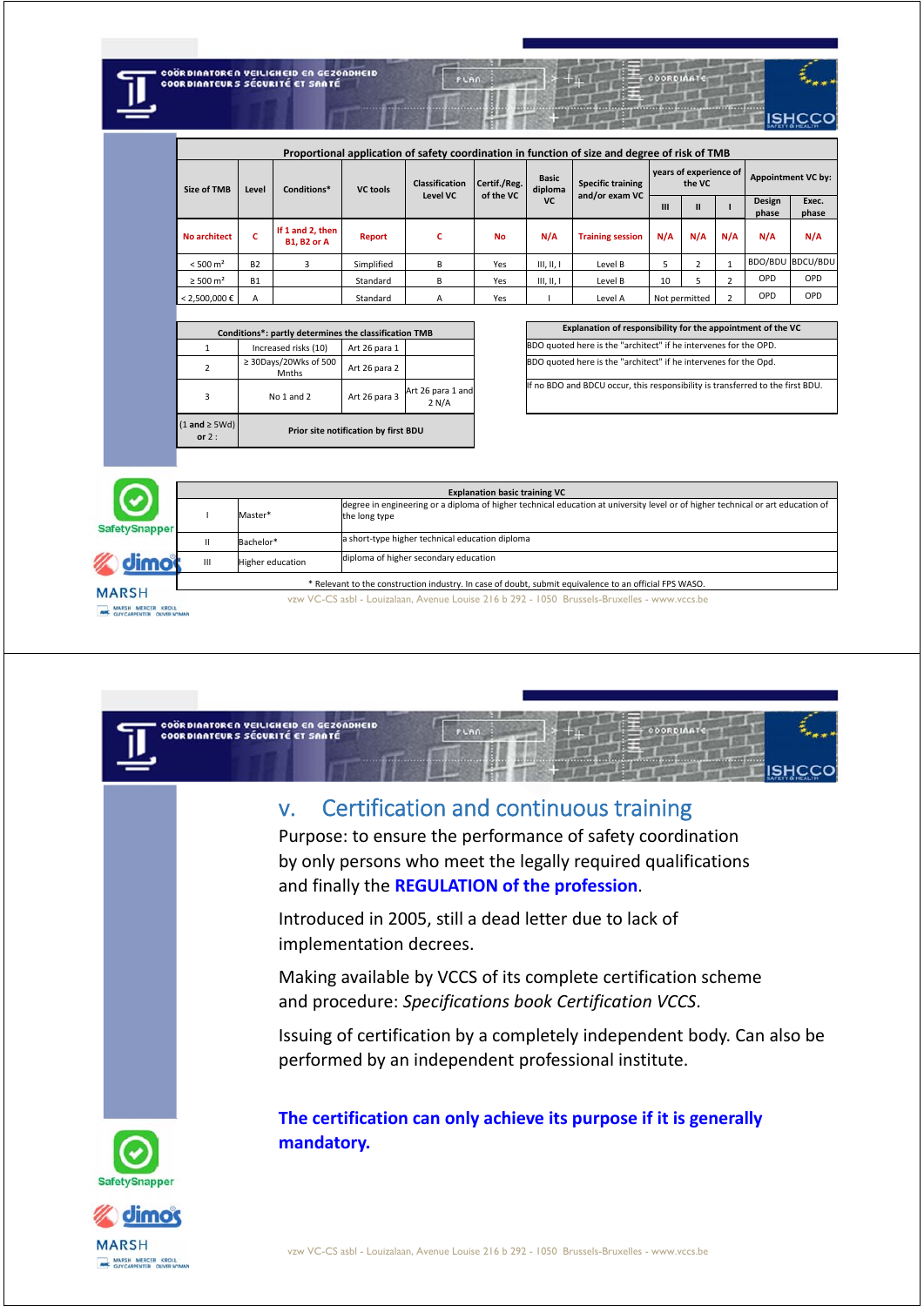| Proportional application of safety coordination in function of size and degree of risk of TMB | | | | | | | | | | | | |
|---|---|---|---|---|---|---|---|---|---|---|---|---|
| Size of TMB | Level | Conditions* | VC tools | Classification Level VC | Certif./Reg. of the VC | Basic diploma VC | Specific training and/or exam VC | years of experience of the VC | | | Appointment VC by: | |
| | | | | | | | | III | II | I | Design phase | Exec. phase |
| **No architect** | **C** | **If 1 and 2, then B1, B2 or A** | **Report** | **C** | **No** | **N/A** | **Training session** | **N/A** | **N/A** | **N/A** | **N/A** | **N/A** |
| < 500 m² | B2 | 3 | Simplified | B | Yes | III, II, I | Level B | 5 | 2 | 1 | BDO/BDU | BDCU/BDU |
| ≥ 500 m² | B1 | | Standard | B | Yes | III, II, I | Level B | 10 | 5 | 2 | OPD | OPD |
| < 2,500,000 € | A | | Standard | A | Yes | I | Level A | Not permitted | | 2 | OPD | OPD |

| Conditions*: partly determines the classification TMB | | | |
|---|---|---|---|
| 1 | Increased risks (10) | Art 26 para 1 | |
| 2 | ≥ 30Days/20Wks of 500 Mnths | Art 26 para 2 | |
| 3 | No 1 and 2 | Art 26 para 3 | Art 26 para 1 and 2 N/A |
| (1 and ≥ 5Wd) or 2 : | Prior site notification by first BDU | | |

| Explanation of responsibility for the appointment of the VC |
|---|
| BDO quoted here is the "architect" if he intervenes for the OPD. |
| BDO quoted here is the "architect" if he intervenes for the Opd. |
| If no BDO and BDCU occur, this responsibility is transferred to the first BDU. |

| Explanation basic training VC | | |
|---|---|---|
| I | Master* | degree in engineering or a diploma of higher technical education at university level or of higher technical or art education of the long type |
| II | Bachelor* | a short-type higher technical education diploma |
| III | Higher education | diploma of higher secondary education |

\* Relevant to the construction industry. In case of doubt, submit equivalence to an official FPS WASO.

## v. Certification and continuous training

Purpose: to ensure the performance of safety coordination by only persons who meet the legally required qualifications and finally the **REGULATION of the profession**.

Introduced in 2005, still a dead letter due to lack of implementation decrees.

Making available by VCCS of its complete certification scheme and procedure: *Specifications book Certification VCCS*.

Issuing of certification by a completely independent body. Can also be performed by an independent professional institute.

**The certification can only achieve its purpose if it is generally mandatory.**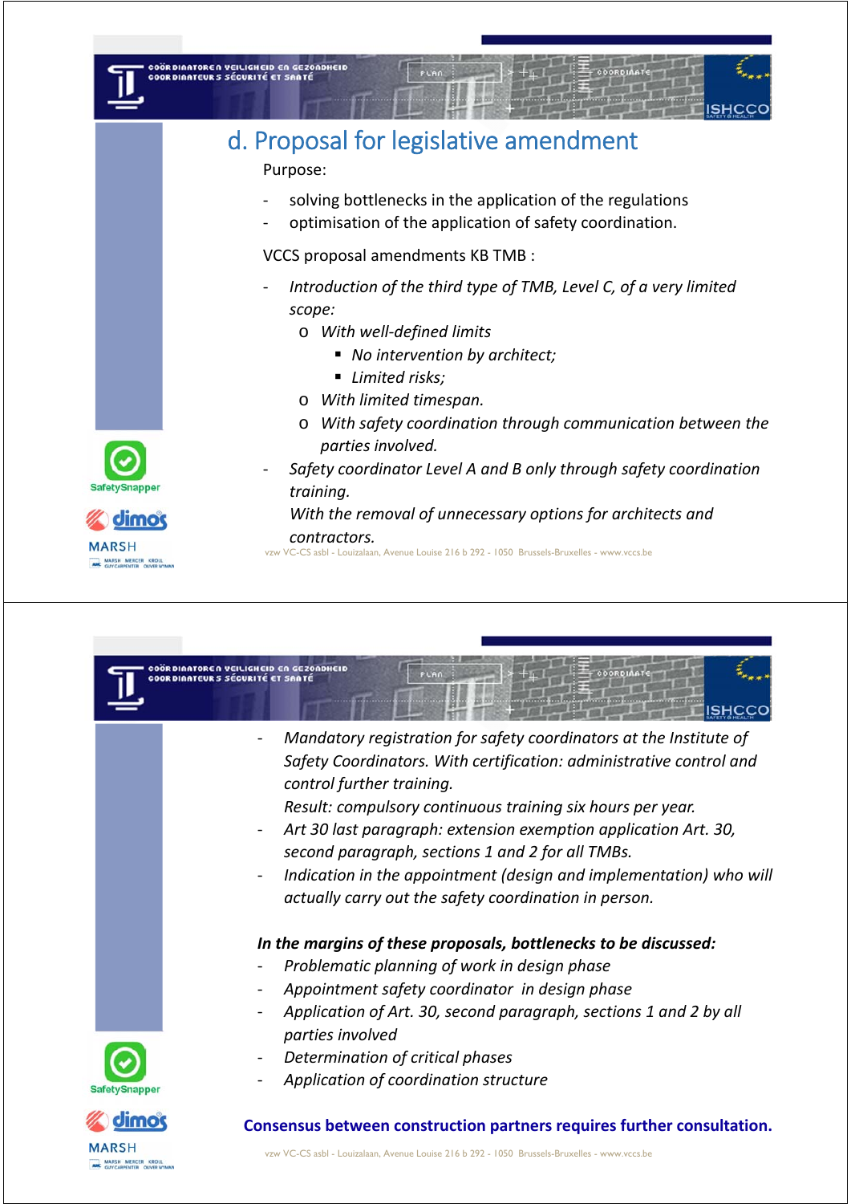## d. Proposal for legislative amendment

Purpose:

- solving bottlenecks in the application of the regulations
- optimisation of the application of safety coordination.

VCCS proposal amendments KB TMB :

- *Introduction of the third type of TMB, Level C, of a very limited scope:*
  - *With well-defined limits*
    - *No intervention by architect;*
    - *Limited risks;*
  - *With limited timespan.*
  - *With safety coordination through communication between the parties involved.*
- *Safety coordinator Level A and B only through safety coordination training.*
  *With the removal of unnecessary options for architects and contractors.*

- *Mandatory registration for safety coordinators at the Institute of Safety Coordinators. With certification: administrative control and control further training.*
  *Result: compulsory continuous training six hours per year.*
- *Art 30 last paragraph: extension exemption application Art. 30, second paragraph, sections 1 and 2 for all TMBs.*
- *Indication in the appointment (design and implementation) who will actually carry out the safety coordination in person.*

***In the margins of these proposals, bottlenecks to be discussed:***

- *Problematic planning of work in design phase*
- *Appointment safety coordinator in design phase*
- *Application of Art. 30, second paragraph, sections 1 and 2 by all parties involved*
- *Determination of critical phases*
- *Application of coordination structure*

**Consensus between construction partners requires further consultation.**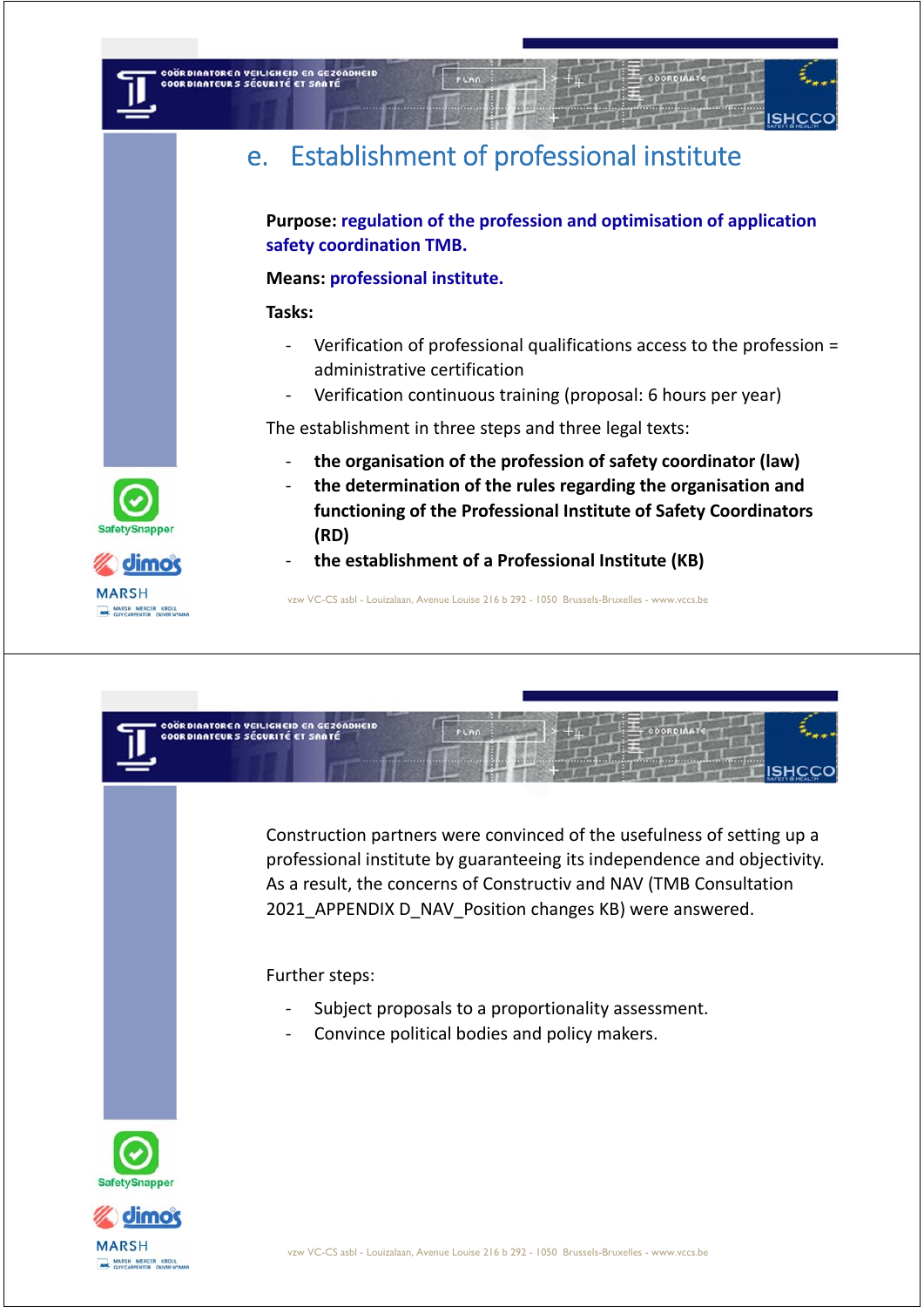## e. Establishment of professional institute

**Purpose:** **regulation of the profession and optimisation of application safety coordination TMB.**

**Means:** **professional institute.**

**Tasks:**

- Verification of professional qualifications access to the profession = administrative certification
- Verification continuous training (proposal: 6 hours per year)

The establishment in three steps and three legal texts:

- **the organisation of the profession of safety coordinator (law)**
- **the determination of the rules regarding the organisation and functioning of the Professional Institute of Safety Coordinators (RD)**
- **the establishment of a Professional Institute (KB)**

---

Construction partners were convinced of the usefulness of setting up a professional institute by guaranteeing its independence and objectivity. As a result, the concerns of Constructiv and NAV (TMB Consultation 2021_APPENDIX D_NAV_Position changes KB) were answered.

Further steps:

- Subject proposals to a proportionality assessment.
- Convince political bodies and policy makers.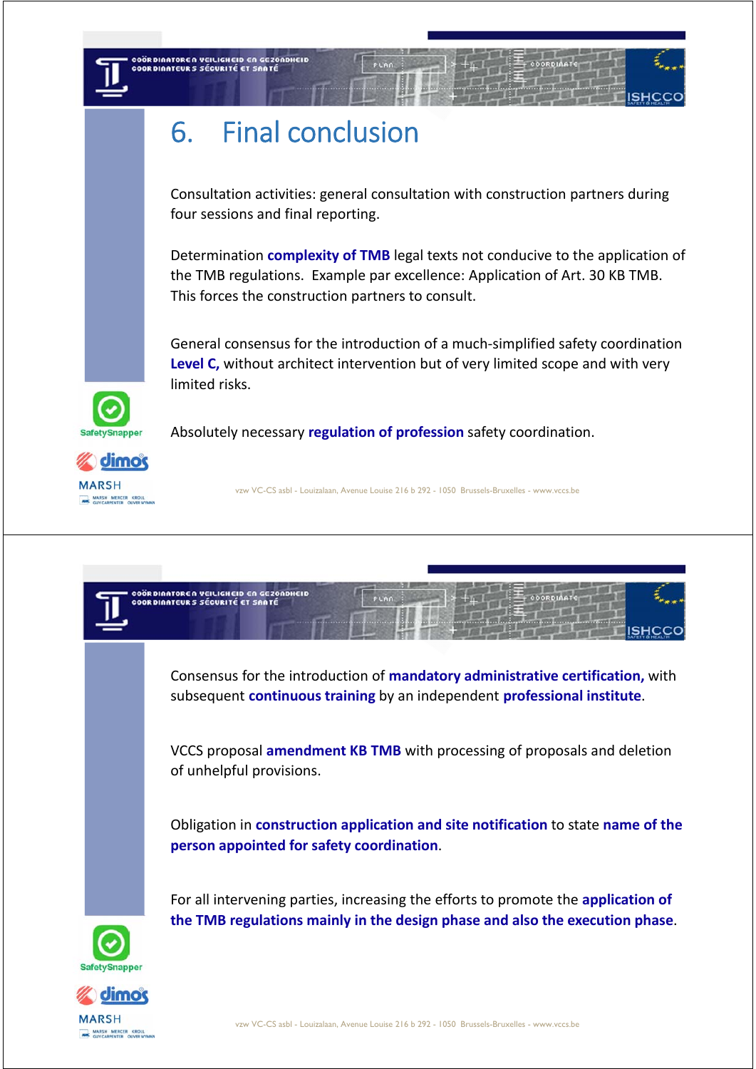# 6. Final conclusion

Consultation activities: general consultation with construction partners during four sessions and final reporting.

Determination **complexity of TMB** legal texts not conducive to the application of the TMB regulations. Example par excellence: Application of Art. 30 KB TMB. This forces the construction partners to consult.

General consensus for the introduction of a much-simplified safety coordination **Level C,** without architect intervention but of very limited scope and with very limited risks.

Absolutely necessary **regulation of profession** safety coordination.

Consensus for the introduction of **mandatory administrative certification,** with subsequent **continuous training** by an independent **professional institute**.

VCCS proposal **amendment KB TMB** with processing of proposals and deletion of unhelpful provisions.

Obligation in **construction application and site notification** to state **name of the person appointed for safety coordination**.

For all intervening parties, increasing the efforts to promote the **application of the TMB regulations mainly in the design phase and also the execution phase**.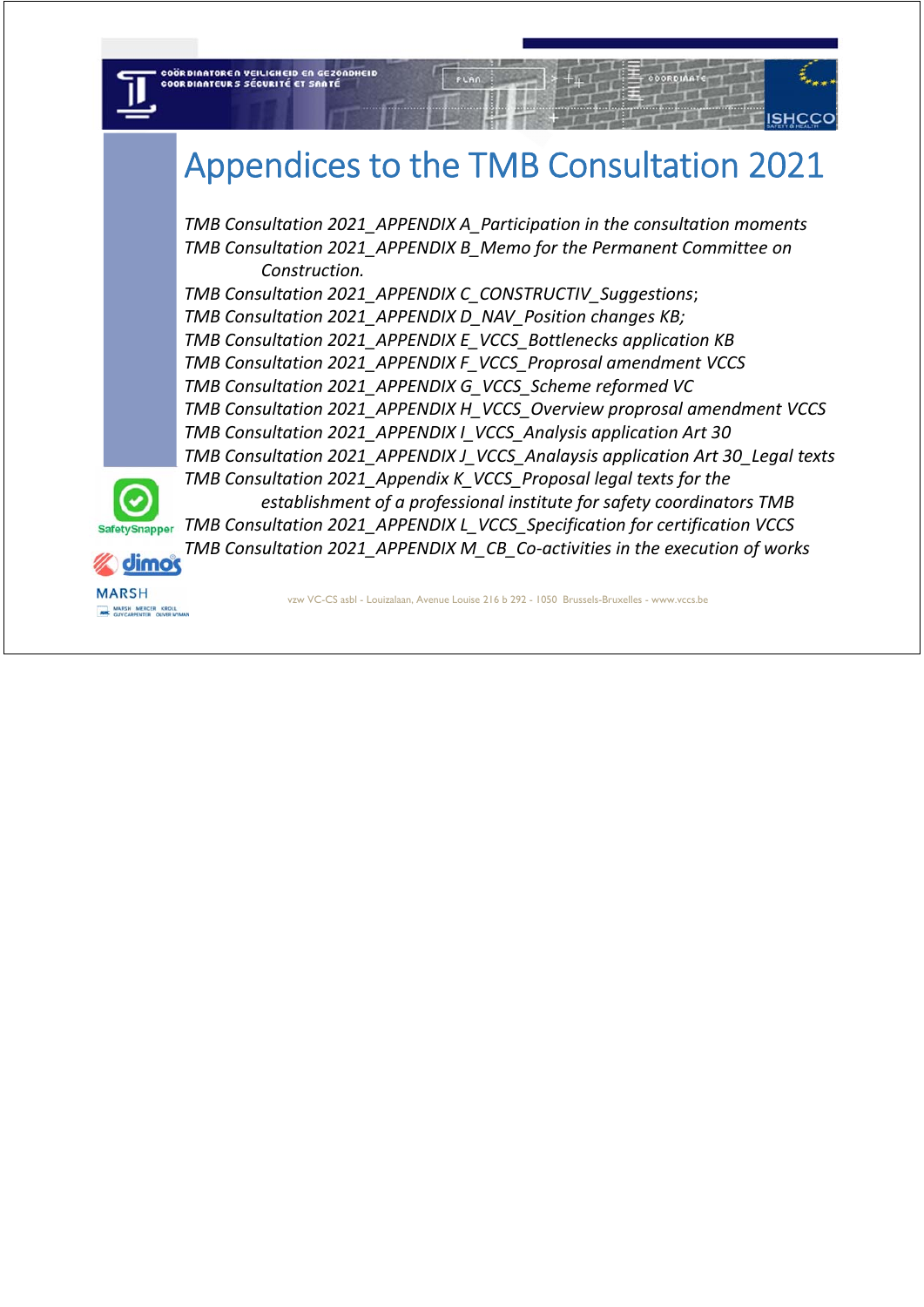# Appendices to the TMB Consultation 2021

*TMB Consultation 2021_APPENDIX A_Participation in the consultation moments*
*TMB Consultation 2021_APPENDIX B_Memo for the Permanent Committee on Construction.*
*TMB Consultation 2021_APPENDIX C_CONSTRUCTIV_Suggestions;*
*TMB Consultation 2021_APPENDIX D_NAV_Position changes KB;*
*TMB Consultation 2021_APPENDIX E_VCCS_Bottlenecks application KB*
*TMB Consultation 2021_APPENDIX F_VCCS_Proprosal amendment VCCS*
*TMB Consultation 2021_APPENDIX G_VCCS_Scheme reformed VC*
*TMB Consultation 2021_APPENDIX H_VCCS_Overview proprosal amendment VCCS*
*TMB Consultation 2021_APPENDIX I_VCCS_Analysis application Art 30*
*TMB Consultation 2021_APPENDIX J_VCCS_Analaysis application Art 30_Legal texts*
*TMB Consultation 2021_Appendix K_VCCS_Proposal legal texts for the establishment of a professional institute for safety coordinators TMB*
*TMB Consultation 2021_APPENDIX L_VCCS_Specification for certification VCCS*
*TMB Consultation 2021_APPENDIX M_CB_Co-activities in the execution of works*

vzw VC-CS asbl - Louizalaan, Avenue Louise 216 b 292 - 1050 Brussels-Bruxelles - www.vccs.be